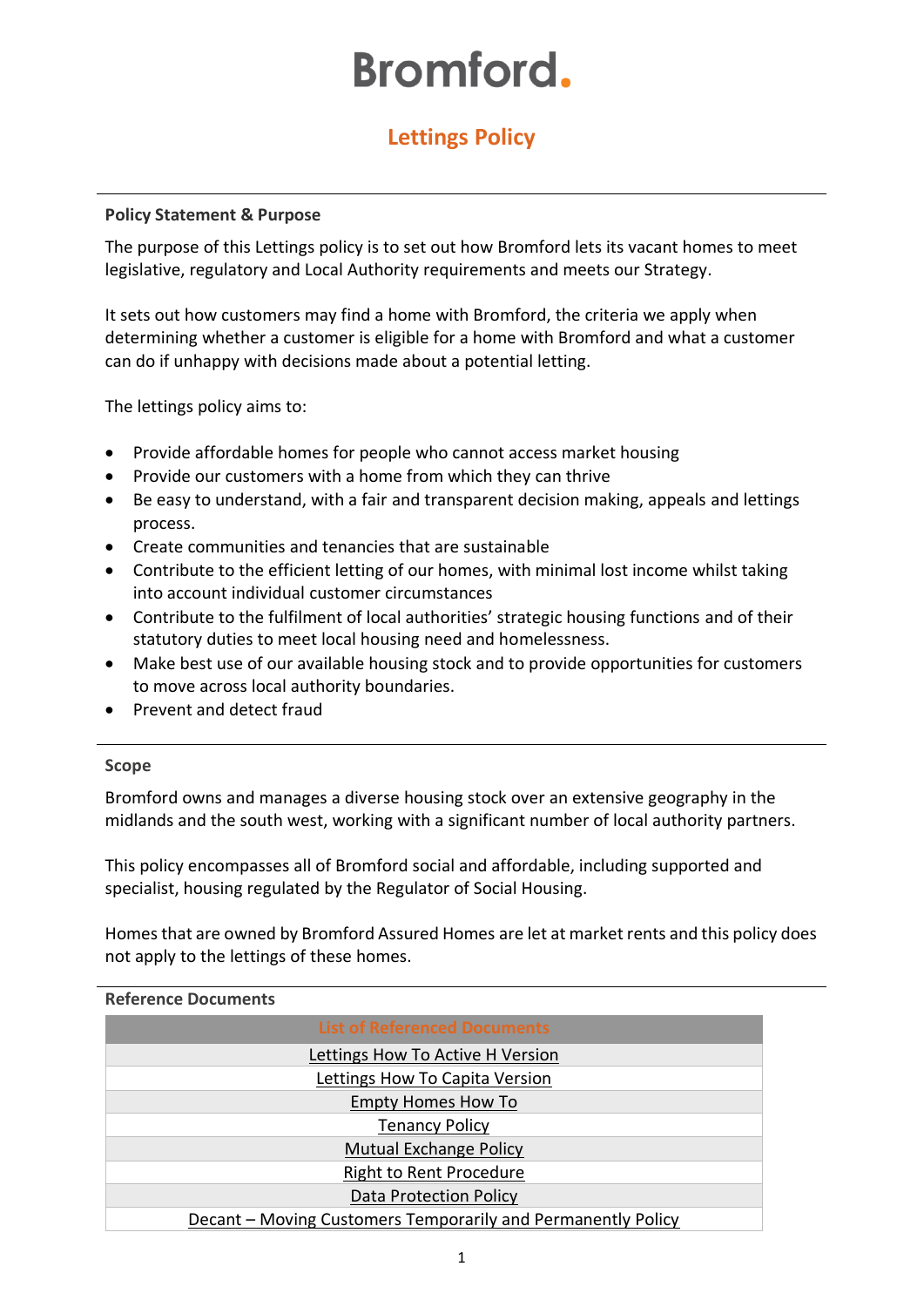# Bromford.

## Lettings Policy

### Policy Statement & Purpose

The purpose of this Lettings policy is to set out how Bromford lets its vacant homes to meet legislative, regulatory and Local Authority requirements and meets our Strategy.

It sets out how customers may find a home with Bromford, the criteria we apply when determining whether a customer is eligible for a home with Bromford and what a customer can do if unhappy with decisions made about a potential letting.

The lettings policy aims to:

- Provide affordable homes for people who cannot access market housing
- Provide our customers with a home from which they can thrive
- Be easy to understand, with a fair and transparent decision making, appeals and lettings process.
- Create communities and tenancies that are sustainable
- Contribute to the efficient letting of our homes, with minimal lost income whilst taking into account individual customer circumstances
- Contribute to the fulfilment of local authorities' strategic housing functions and of their statutory duties to meet local housing need and homelessness.
- Make best use of our available housing stock and to provide opportunities for customers to move across local authority boundaries.
- Prevent and detect fraud

### Scope

Bromford owns and manages a diverse housing stock over an extensive geography in the midlands and the south west, working with a significant number of local authority partners.

This policy encompasses all of Bromford social and affordable, including supported and specialist, housing regulated by the Regulator of Social Housing.

Homes that are owned by Bromford Assured Homes are let at market rents and this policy does not apply to the lettings of these homes.

### Reference Documents

| List of Referenced Documents |
|---|
| Lettings How To Active H Version |
| Lettings How To Capita Version |
| Empty Homes How To |
| Tenancy Policy |
| Mutual Exchange Policy |
| Right to Rent Procedure |
| Data Protection Policy |
| Decant – Moving Customers Temporarily and Permanently Policy |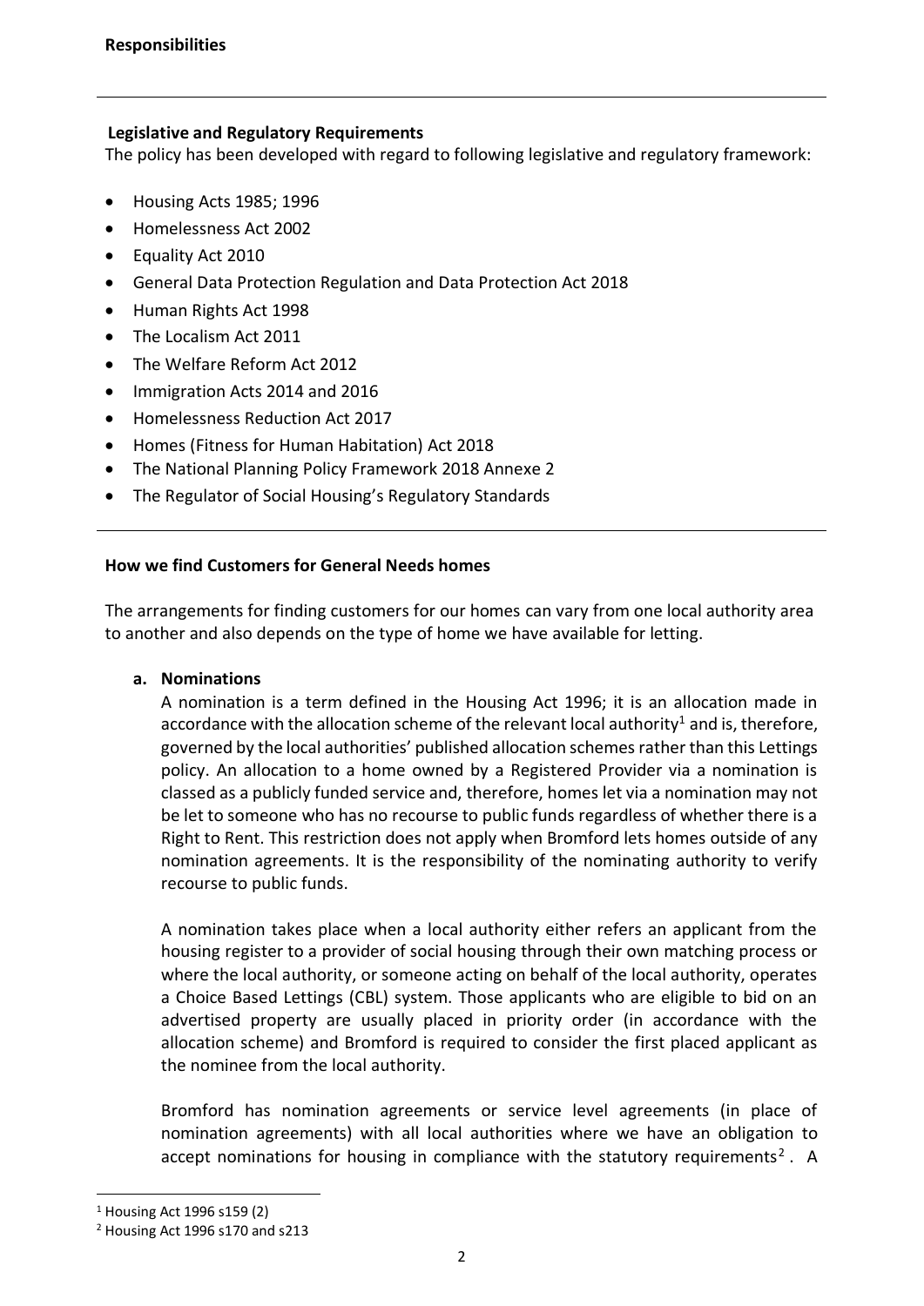**Responsibilities**

---

**Legislative and Regulatory Requirements**

The policy has been developed with regard to following legislative and regulatory framework:

- Housing Acts 1985; 1996
- Homelessness Act 2002
- Equality Act 2010
- General Data Protection Regulation and Data Protection Act 2018
- Human Rights Act 1998
- The Localism Act 2011
- The Welfare Reform Act 2012
- Immigration Acts 2014 and 2016
- Homelessness Reduction Act 2017
- Homes (Fitness for Human Habitation) Act 2018
- The National Planning Policy Framework 2018 Annexe 2
- The Regulator of Social Housing's Regulatory Standards

---

**How we find Customers for General Needs homes**

The arrangements for finding customers for our homes can vary from one local authority area to another and also depends on the type of home we have available for letting.

**a. Nominations**

A nomination is a term defined in the Housing Act 1996; it is an allocation made in accordance with the allocation scheme of the relevant local authority[1] and is, therefore, governed by the local authorities' published allocation schemes rather than this Lettings policy. An allocation to a home owned by a Registered Provider via a nomination is classed as a publicly funded service and, therefore, homes let via a nomination may not be let to someone who has no recourse to public funds regardless of whether there is a Right to Rent. This restriction does not apply when Bromford lets homes outside of any nomination agreements. It is the responsibility of the nominating authority to verify recourse to public funds.

A nomination takes place when a local authority either refers an applicant from the housing register to a provider of social housing through their own matching process or where the local authority, or someone acting on behalf of the local authority, operates a Choice Based Lettings (CBL) system. Those applicants who are eligible to bid on an advertised property are usually placed in priority order (in accordance with the allocation scheme) and Bromford is required to consider the first placed applicant as the nominee from the local authority.

Bromford has nomination agreements or service level agreements (in place of nomination agreements) with all local authorities where we have an obligation to accept nominations for housing in compliance with the statutory requirements[2]. A

---

[1] Housing Act 1996 s159 (2)

[2] Housing Act 1996 s170 and s213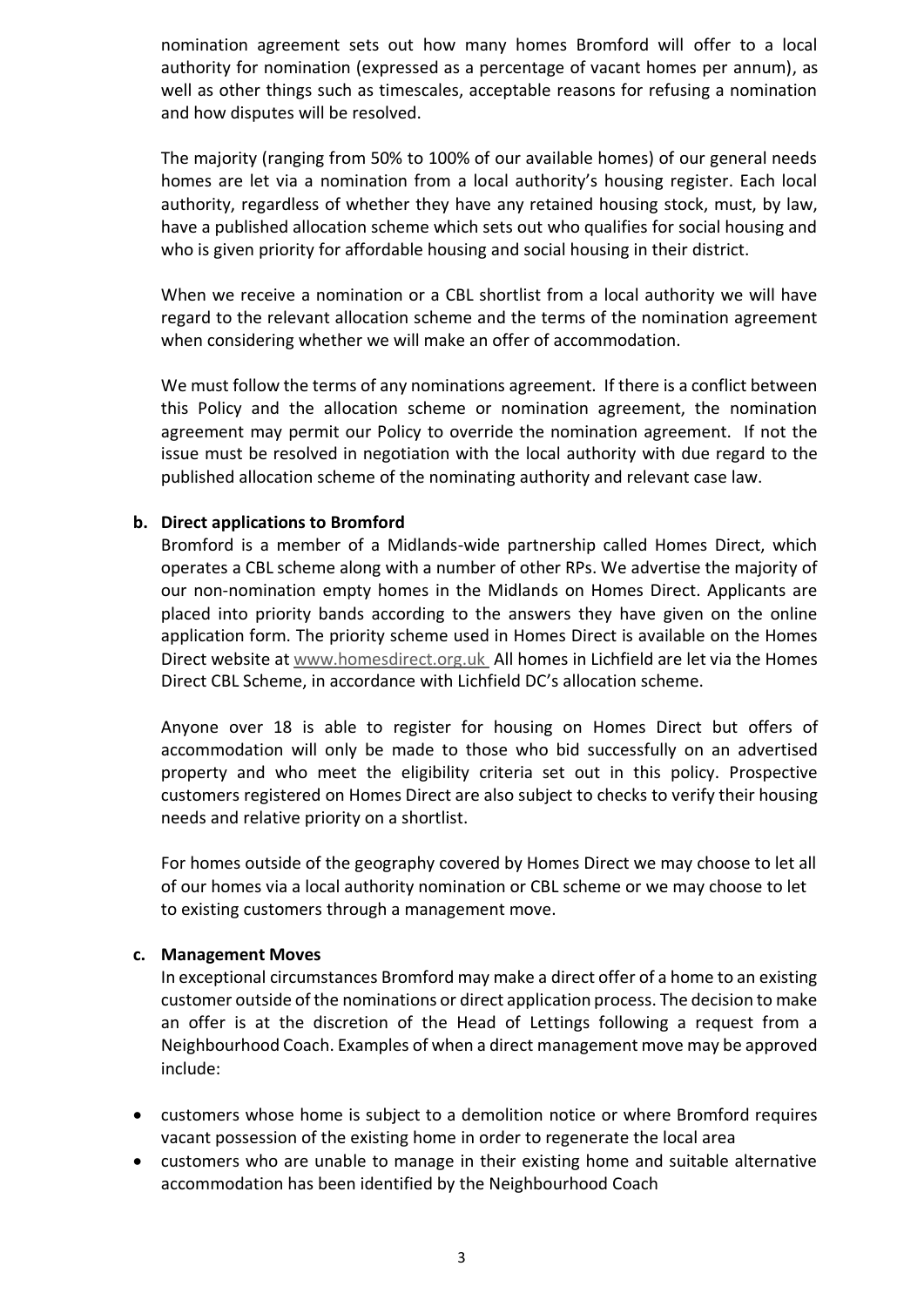nomination agreement sets out how many homes Bromford will offer to a local authority for nomination (expressed as a percentage of vacant homes per annum), as well as other things such as timescales, acceptable reasons for refusing a nomination and how disputes will be resolved.

The majority (ranging from 50% to 100% of our available homes) of our general needs homes are let via a nomination from a local authority's housing register. Each local authority, regardless of whether they have any retained housing stock, must, by law, have a published allocation scheme which sets out who qualifies for social housing and who is given priority for affordable housing and social housing in their district.

When we receive a nomination or a CBL shortlist from a local authority we will have regard to the relevant allocation scheme and the terms of the nomination agreement when considering whether we will make an offer of accommodation.

We must follow the terms of any nominations agreement. If there is a conflict between this Policy and the allocation scheme or nomination agreement, the nomination agreement may permit our Policy to override the nomination agreement. If not the issue must be resolved in negotiation with the local authority with due regard to the published allocation scheme of the nominating authority and relevant case law.

**b. Direct applications to Bromford**

Bromford is a member of a Midlands-wide partnership called Homes Direct, which operates a CBL scheme along with a number of other RPs. We advertise the majority of our non-nomination empty homes in the Midlands on Homes Direct. Applicants are placed into priority bands according to the answers they have given on the online application form. The priority scheme used in Homes Direct is available on the Homes Direct website at www.homesdirect.org.uk All homes in Lichfield are let via the Homes Direct CBL Scheme, in accordance with Lichfield DC's allocation scheme.

Anyone over 18 is able to register for housing on Homes Direct but offers of accommodation will only be made to those who bid successfully on an advertised property and who meet the eligibility criteria set out in this policy. Prospective customers registered on Homes Direct are also subject to checks to verify their housing needs and relative priority on a shortlist.

For homes outside of the geography covered by Homes Direct we may choose to let all of our homes via a local authority nomination or CBL scheme or we may choose to let to existing customers through a management move.

**c. Management Moves**

In exceptional circumstances Bromford may make a direct offer of a home to an existing customer outside of the nominations or direct application process. The decision to make an offer is at the discretion of the Head of Lettings following a request from a Neighbourhood Coach. Examples of when a direct management move may be approved include:

- customers whose home is subject to a demolition notice or where Bromford requires vacant possession of the existing home in order to regenerate the local area
- customers who are unable to manage in their existing home and suitable alternative accommodation has been identified by the Neighbourhood Coach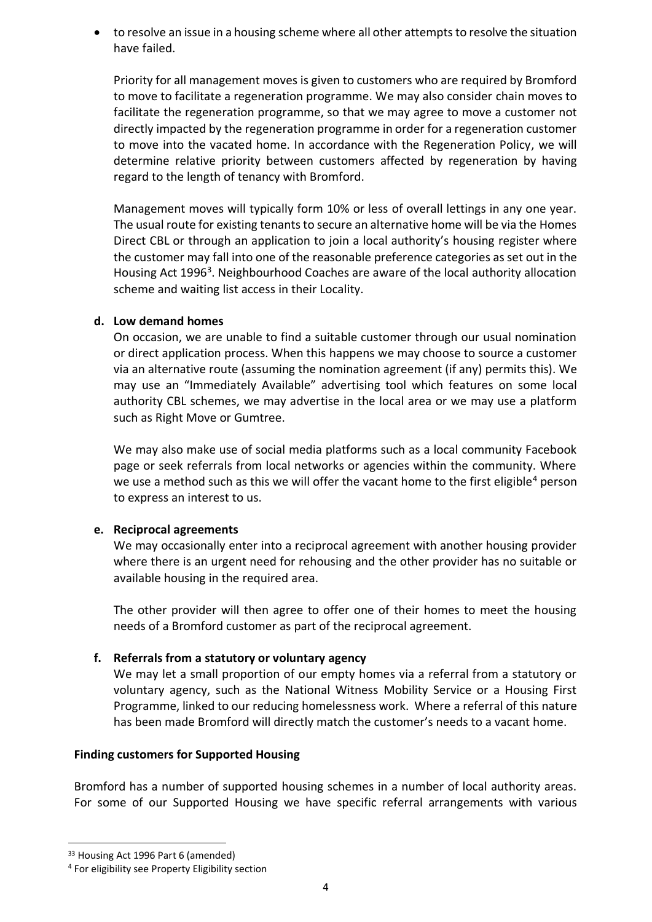- to resolve an issue in a housing scheme where all other attempts to resolve the situation have failed.

Priority for all management moves is given to customers who are required by Bromford to move to facilitate a regeneration programme. We may also consider chain moves to facilitate the regeneration programme, so that we may agree to move a customer not directly impacted by the regeneration programme in order for a regeneration customer to move into the vacated home. In accordance with the Regeneration Policy, we will determine relative priority between customers affected by regeneration by having regard to the length of tenancy with Bromford.

Management moves will typically form 10% or less of overall lettings in any one year. The usual route for existing tenants to secure an alternative home will be via the Homes Direct CBL or through an application to join a local authority's housing register where the customer may fall into one of the reasonable preference categories as set out in the Housing Act 1996[3]. Neighbourhood Coaches are aware of the local authority allocation scheme and waiting list access in their Locality.

**d. Low demand homes**

On occasion, we are unable to find a suitable customer through our usual nomination or direct application process. When this happens we may choose to source a customer via an alternative route (assuming the nomination agreement (if any) permits this). We may use an "Immediately Available" advertising tool which features on some local authority CBL schemes, we may advertise in the local area or we may use a platform such as Right Move or Gumtree.

We may also make use of social media platforms such as a local community Facebook page or seek referrals from local networks or agencies within the community. Where we use a method such as this we will offer the vacant home to the first eligible[4] person to express an interest to us.

**e. Reciprocal agreements**

We may occasionally enter into a reciprocal agreement with another housing provider where there is an urgent need for rehousing and the other provider has no suitable or available housing in the required area.

The other provider will then agree to offer one of their homes to meet the housing needs of a Bromford customer as part of the reciprocal agreement.

**f. Referrals from a statutory or voluntary agency**

We may let a small proportion of our empty homes via a referral from a statutory or voluntary agency, such as the National Witness Mobility Service or a Housing First Programme, linked to our reducing homelessness work. Where a referral of this nature has been made Bromford will directly match the customer's needs to a vacant home.

**Finding customers for Supported Housing**

Bromford has a number of supported housing schemes in a number of local authority areas. For some of our Supported Housing we have specific referral arrangements with various

---

[3][3] Housing Act 1996 Part 6 (amended)

[4] For eligibility see Property Eligibility section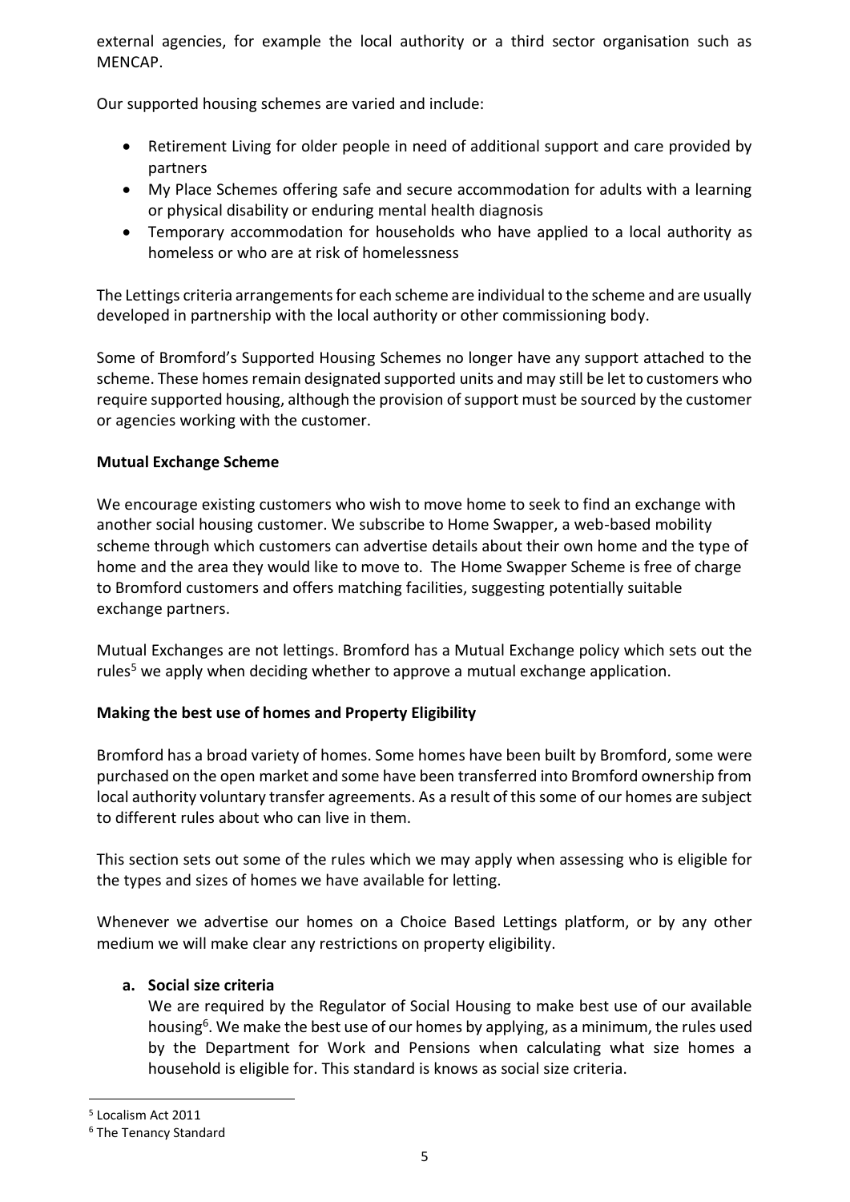external agencies, for example the local authority or a third sector organisation such as MENCAP.

Our supported housing schemes are varied and include:

- Retirement Living for older people in need of additional support and care provided by partners
- My Place Schemes offering safe and secure accommodation for adults with a learning or physical disability or enduring mental health diagnosis
- Temporary accommodation for households who have applied to a local authority as homeless or who are at risk of homelessness

The Lettings criteria arrangements for each scheme are individual to the scheme and are usually developed in partnership with the local authority or other commissioning body.

Some of Bromford's Supported Housing Schemes no longer have any support attached to the scheme. These homes remain designated supported units and may still be let to customers who require supported housing, although the provision of support must be sourced by the customer or agencies working with the customer.

**Mutual Exchange Scheme**

We encourage existing customers who wish to move home to seek to find an exchange with another social housing customer. We subscribe to Home Swapper, a web-based mobility scheme through which customers can advertise details about their own home and the type of home and the area they would like to move to. The Home Swapper Scheme is free of charge to Bromford customers and offers matching facilities, suggesting potentially suitable exchange partners.

Mutual Exchanges are not lettings. Bromford has a Mutual Exchange policy which sets out the rules[5] we apply when deciding whether to approve a mutual exchange application.

**Making the best use of homes and Property Eligibility**

Bromford has a broad variety of homes. Some homes have been built by Bromford, some were purchased on the open market and some have been transferred into Bromford ownership from local authority voluntary transfer agreements. As a result of this some of our homes are subject to different rules about who can live in them.

This section sets out some of the rules which we may apply when assessing who is eligible for the types and sizes of homes we have available for letting.

Whenever we advertise our homes on a Choice Based Lettings platform, or by any other medium we will make clear any restrictions on property eligibility.

**a. Social size criteria**

We are required by the Regulator of Social Housing to make best use of our available housing[6]. We make the best use of our homes by applying, as a minimum, the rules used by the Department for Work and Pensions when calculating what size homes a household is eligible for. This standard is knows as social size criteria.

---

[5] Localism Act 2011

[6] The Tenancy Standard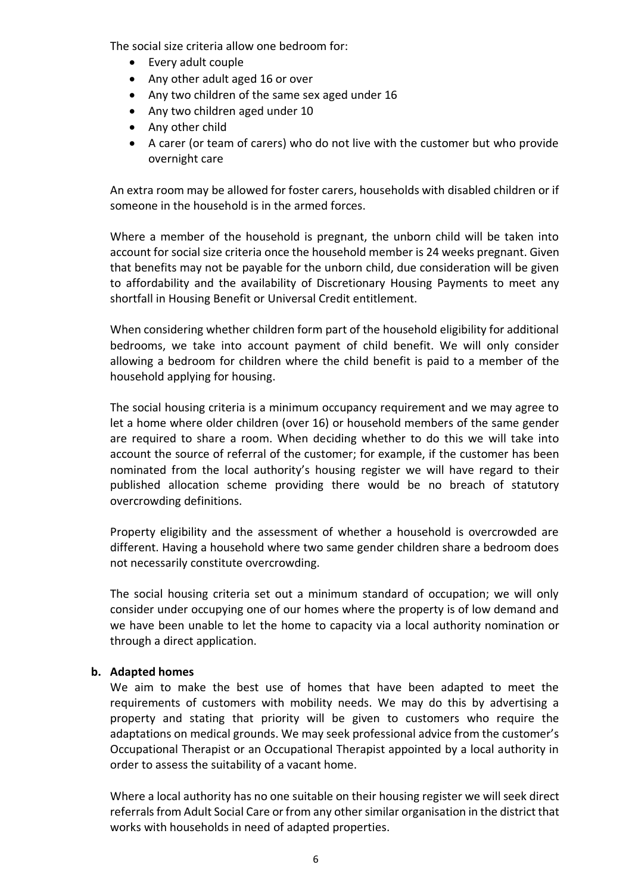The social size criteria allow one bedroom for:

- Every adult couple
- Any other adult aged 16 or over
- Any two children of the same sex aged under 16
- Any two children aged under 10
- Any other child
- A carer (or team of carers) who do not live with the customer but who provide overnight care

An extra room may be allowed for foster carers, households with disabled children or if someone in the household is in the armed forces.

Where a member of the household is pregnant, the unborn child will be taken into account for social size criteria once the household member is 24 weeks pregnant. Given that benefits may not be payable for the unborn child, due consideration will be given to affordability and the availability of Discretionary Housing Payments to meet any shortfall in Housing Benefit or Universal Credit entitlement.

When considering whether children form part of the household eligibility for additional bedrooms, we take into account payment of child benefit. We will only consider allowing a bedroom for children where the child benefit is paid to a member of the household applying for housing.

The social housing criteria is a minimum occupancy requirement and we may agree to let a home where older children (over 16) or household members of the same gender are required to share a room. When deciding whether to do this we will take into account the source of referral of the customer; for example, if the customer has been nominated from the local authority's housing register we will have regard to their published allocation scheme providing there would be no breach of statutory overcrowding definitions.

Property eligibility and the assessment of whether a household is overcrowded are different. Having a household where two same gender children share a bedroom does not necessarily constitute overcrowding.

The social housing criteria set out a minimum standard of occupation; we will only consider under occupying one of our homes where the property is of low demand and we have been unable to let the home to capacity via a local authority nomination or through a direct application.

**b. Adapted homes**

We aim to make the best use of homes that have been adapted to meet the requirements of customers with mobility needs. We may do this by advertising a property and stating that priority will be given to customers who require the adaptations on medical grounds. We may seek professional advice from the customer's Occupational Therapist or an Occupational Therapist appointed by a local authority in order to assess the suitability of a vacant home.

Where a local authority has no one suitable on their housing register we will seek direct referrals from Adult Social Care or from any other similar organisation in the district that works with households in need of adapted properties.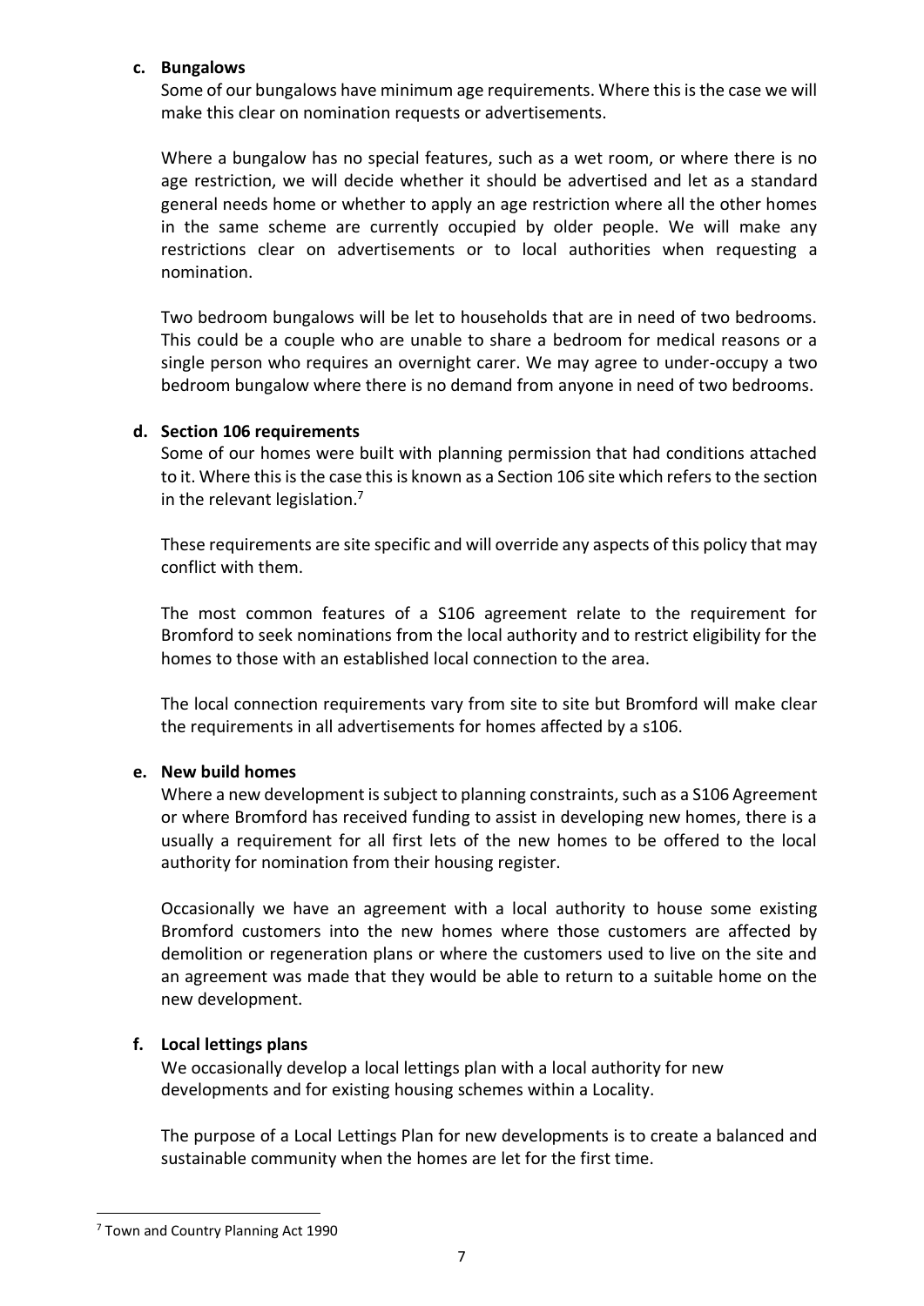**c. Bungalows**

Some of our bungalows have minimum age requirements. Where this is the case we will make this clear on nomination requests or advertisements.

Where a bungalow has no special features, such as a wet room, or where there is no age restriction, we will decide whether it should be advertised and let as a standard general needs home or whether to apply an age restriction where all the other homes in the same scheme are currently occupied by older people. We will make any restrictions clear on advertisements or to local authorities when requesting a nomination.

Two bedroom bungalows will be let to households that are in need of two bedrooms. This could be a couple who are unable to share a bedroom for medical reasons or a single person who requires an overnight carer. We may agree to under-occupy a two bedroom bungalow where there is no demand from anyone in need of two bedrooms.

**d. Section 106 requirements**

Some of our homes were built with planning permission that had conditions attached to it. Where this is the case this is known as a Section 106 site which refers to the section in the relevant legislation.[7]

These requirements are site specific and will override any aspects of this policy that may conflict with them.

The most common features of a S106 agreement relate to the requirement for Bromford to seek nominations from the local authority and to restrict eligibility for the homes to those with an established local connection to the area.

The local connection requirements vary from site to site but Bromford will make clear the requirements in all advertisements for homes affected by a s106.

**e. New build homes**

Where a new development is subject to planning constraints, such as a S106 Agreement or where Bromford has received funding to assist in developing new homes, there is a usually a requirement for all first lets of the new homes to be offered to the local authority for nomination from their housing register.

Occasionally we have an agreement with a local authority to house some existing Bromford customers into the new homes where those customers are affected by demolition or regeneration plans or where the customers used to live on the site and an agreement was made that they would be able to return to a suitable home on the new development.

**f. Local lettings plans**

We occasionally develop a local lettings plan with a local authority for new developments and for existing housing schemes within a Locality.

The purpose of a Local Lettings Plan for new developments is to create a balanced and sustainable community when the homes are let for the first time.

[7] Town and Country Planning Act 1990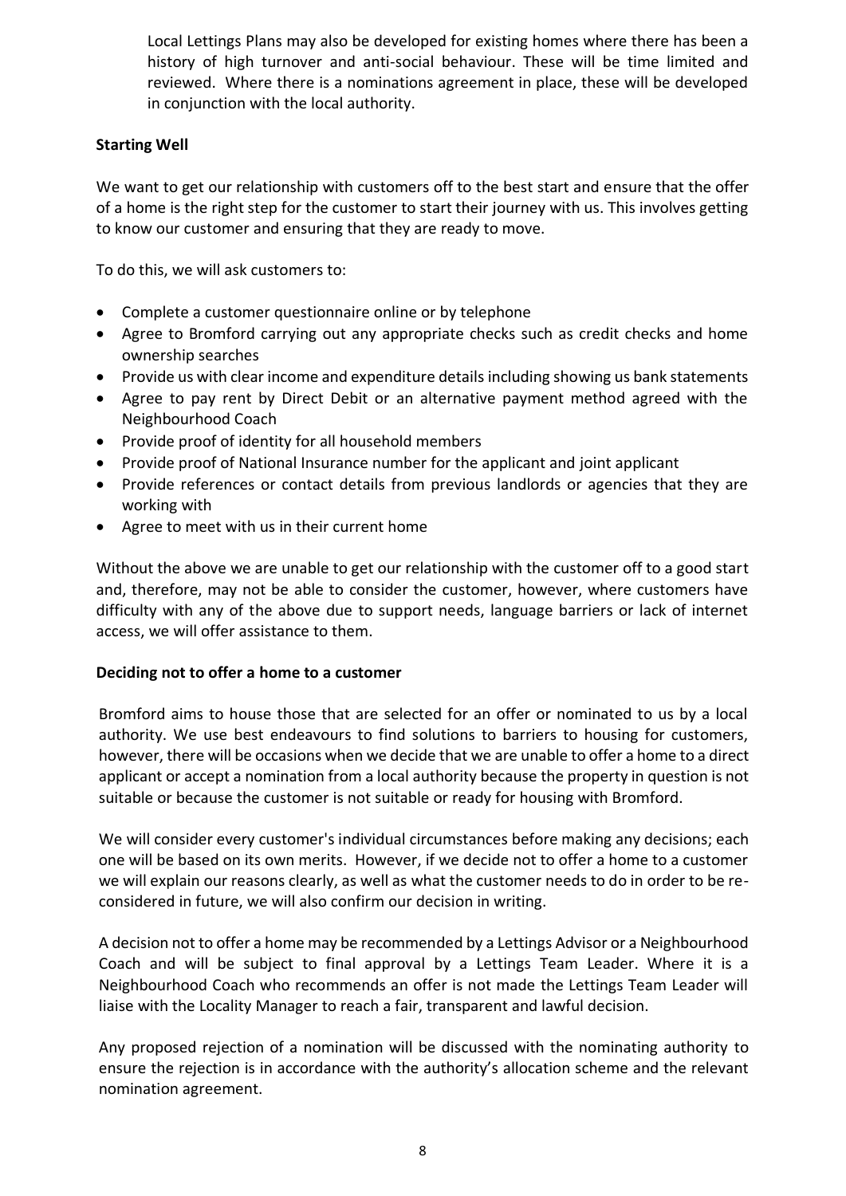Local Lettings Plans may also be developed for existing homes where there has been a history of high turnover and anti-social behaviour. These will be time limited and reviewed. Where there is a nominations agreement in place, these will be developed in conjunction with the local authority.

**Starting Well**

We want to get our relationship with customers off to the best start and ensure that the offer of a home is the right step for the customer to start their journey with us. This involves getting to know our customer and ensuring that they are ready to move.

To do this, we will ask customers to:

- Complete a customer questionnaire online or by telephone
- Agree to Bromford carrying out any appropriate checks such as credit checks and home ownership searches
- Provide us with clear income and expenditure details including showing us bank statements
- Agree to pay rent by Direct Debit or an alternative payment method agreed with the Neighbourhood Coach
- Provide proof of identity for all household members
- Provide proof of National Insurance number for the applicant and joint applicant
- Provide references or contact details from previous landlords or agencies that they are working with
- Agree to meet with us in their current home

Without the above we are unable to get our relationship with the customer off to a good start and, therefore, may not be able to consider the customer, however, where customers have difficulty with any of the above due to support needs, language barriers or lack of internet access, we will offer assistance to them.

**Deciding not to offer a home to a customer**

Bromford aims to house those that are selected for an offer or nominated to us by a local authority. We use best endeavours to find solutions to barriers to housing for customers, however, there will be occasions when we decide that we are unable to offer a home to a direct applicant or accept a nomination from a local authority because the property in question is not suitable or because the customer is not suitable or ready for housing with Bromford.

We will consider every customer's individual circumstances before making any decisions; each one will be based on its own merits. However, if we decide not to offer a home to a customer we will explain our reasons clearly, as well as what the customer needs to do in order to be re-considered in future, we will also confirm our decision in writing.

A decision not to offer a home may be recommended by a Lettings Advisor or a Neighbourhood Coach and will be subject to final approval by a Lettings Team Leader. Where it is a Neighbourhood Coach who recommends an offer is not made the Lettings Team Leader will liaise with the Locality Manager to reach a fair, transparent and lawful decision.

Any proposed rejection of a nomination will be discussed with the nominating authority to ensure the rejection is in accordance with the authority's allocation scheme and the relevant nomination agreement.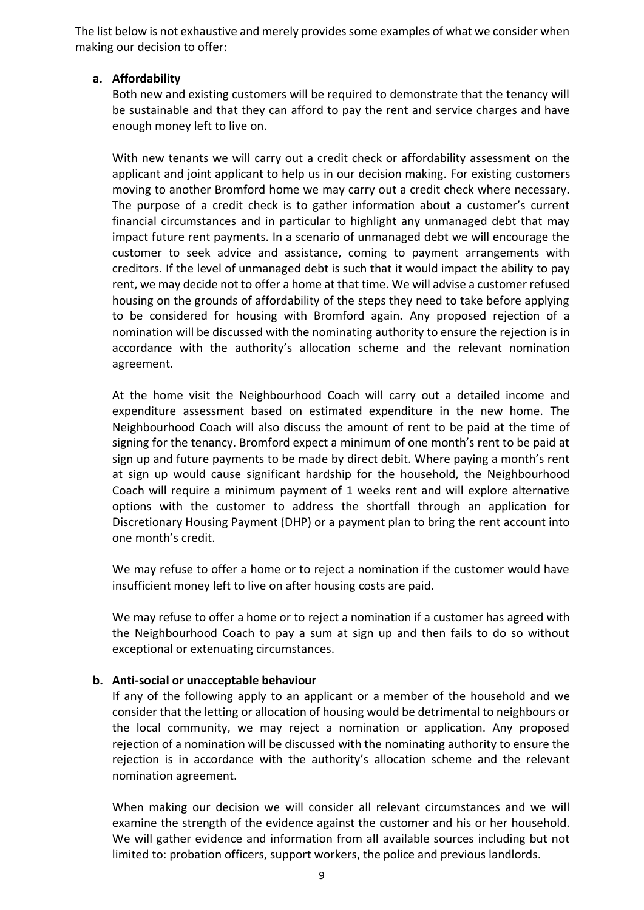The list below is not exhaustive and merely provides some examples of what we consider when making our decision to offer:

**a. Affordability**

Both new and existing customers will be required to demonstrate that the tenancy will be sustainable and that they can afford to pay the rent and service charges and have enough money left to live on.

With new tenants we will carry out a credit check or affordability assessment on the applicant and joint applicant to help us in our decision making. For existing customers moving to another Bromford home we may carry out a credit check where necessary. The purpose of a credit check is to gather information about a customer's current financial circumstances and in particular to highlight any unmanaged debt that may impact future rent payments. In a scenario of unmanaged debt we will encourage the customer to seek advice and assistance, coming to payment arrangements with creditors. If the level of unmanaged debt is such that it would impact the ability to pay rent, we may decide not to offer a home at that time. We will advise a customer refused housing on the grounds of affordability of the steps they need to take before applying to be considered for housing with Bromford again. Any proposed rejection of a nomination will be discussed with the nominating authority to ensure the rejection is in accordance with the authority's allocation scheme and the relevant nomination agreement.

At the home visit the Neighbourhood Coach will carry out a detailed income and expenditure assessment based on estimated expenditure in the new home. The Neighbourhood Coach will also discuss the amount of rent to be paid at the time of signing for the tenancy. Bromford expect a minimum of one month's rent to be paid at sign up and future payments to be made by direct debit. Where paying a month's rent at sign up would cause significant hardship for the household, the Neighbourhood Coach will require a minimum payment of 1 weeks rent and will explore alternative options with the customer to address the shortfall through an application for Discretionary Housing Payment (DHP) or a payment plan to bring the rent account into one month's credit.

We may refuse to offer a home or to reject a nomination if the customer would have insufficient money left to live on after housing costs are paid.

We may refuse to offer a home or to reject a nomination if a customer has agreed with the Neighbourhood Coach to pay a sum at sign up and then fails to do so without exceptional or extenuating circumstances.

**b. Anti-social or unacceptable behaviour**

If any of the following apply to an applicant or a member of the household and we consider that the letting or allocation of housing would be detrimental to neighbours or the local community, we may reject a nomination or application. Any proposed rejection of a nomination will be discussed with the nominating authority to ensure the rejection is in accordance with the authority's allocation scheme and the relevant nomination agreement.

When making our decision we will consider all relevant circumstances and we will examine the strength of the evidence against the customer and his or her household. We will gather evidence and information from all available sources including but not limited to: probation officers, support workers, the police and previous landlords.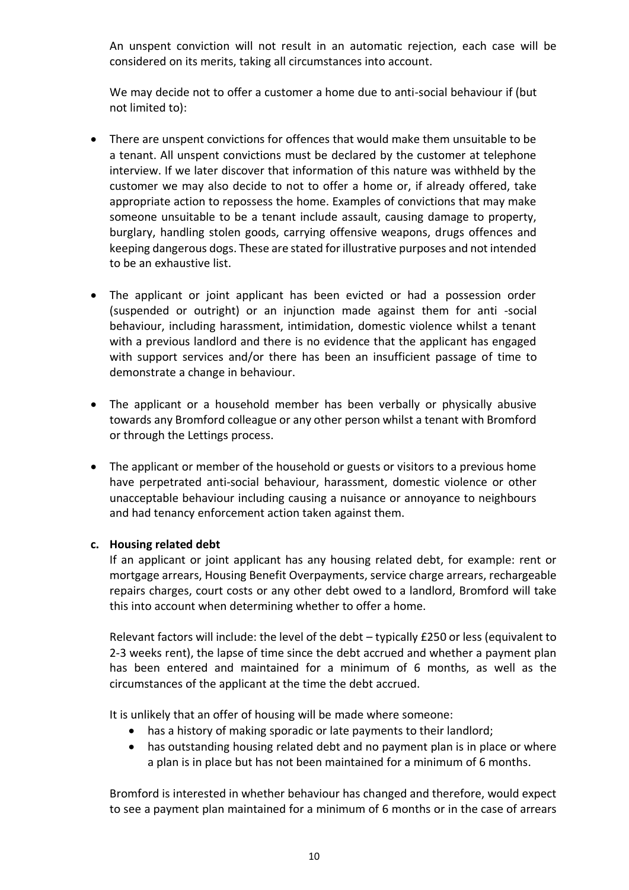An unspent conviction will not result in an automatic rejection, each case will be considered on its merits, taking all circumstances into account.

We may decide not to offer a customer a home due to anti-social behaviour if (but not limited to):

- There are unspent convictions for offences that would make them unsuitable to be a tenant. All unspent convictions must be declared by the customer at telephone interview. If we later discover that information of this nature was withheld by the customer we may also decide to not to offer a home or, if already offered, take appropriate action to repossess the home. Examples of convictions that may make someone unsuitable to be a tenant include assault, causing damage to property, burglary, handling stolen goods, carrying offensive weapons, drugs offences and keeping dangerous dogs. These are stated for illustrative purposes and not intended to be an exhaustive list.

- The applicant or joint applicant has been evicted or had a possession order (suspended or outright) or an injunction made against them for anti -social behaviour, including harassment, intimidation, domestic violence whilst a tenant with a previous landlord and there is no evidence that the applicant has engaged with support services and/or there has been an insufficient passage of time to demonstrate a change in behaviour.

- The applicant or a household member has been verbally or physically abusive towards any Bromford colleague or any other person whilst a tenant with Bromford or through the Lettings process.

- The applicant or member of the household or guests or visitors to a previous home have perpetrated anti-social behaviour, harassment, domestic violence or other unacceptable behaviour including causing a nuisance or annoyance to neighbours and had tenancy enforcement action taken against them.

**c. Housing related debt**

If an applicant or joint applicant has any housing related debt, for example: rent or mortgage arrears, Housing Benefit Overpayments, service charge arrears, rechargeable repairs charges, court costs or any other debt owed to a landlord, Bromford will take this into account when determining whether to offer a home.

Relevant factors will include: the level of the debt – typically £250 or less (equivalent to 2-3 weeks rent), the lapse of time since the debt accrued and whether a payment plan has been entered and maintained for a minimum of 6 months, as well as the circumstances of the applicant at the time the debt accrued.

It is unlikely that an offer of housing will be made where someone:

- has a history of making sporadic or late payments to their landlord;
- has outstanding housing related debt and no payment plan is in place or where a plan is in place but has not been maintained for a minimum of 6 months.

Bromford is interested in whether behaviour has changed and therefore, would expect to see a payment plan maintained for a minimum of 6 months or in the case of arrears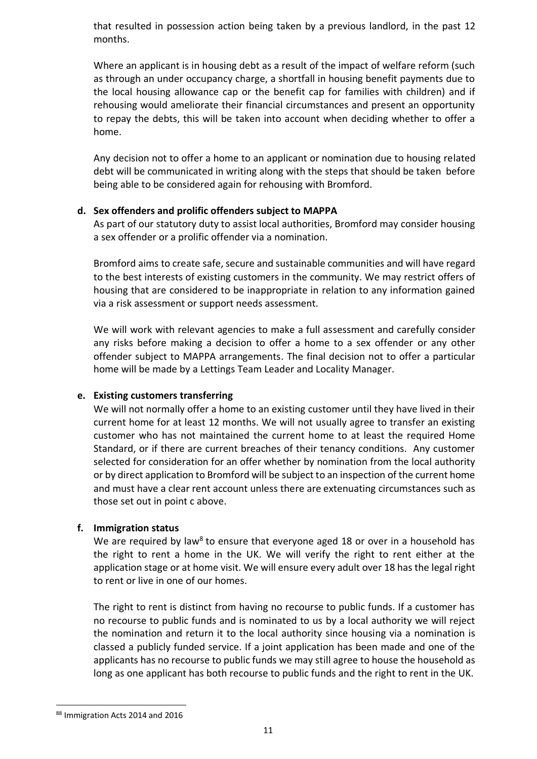that resulted in possession action being taken by a previous landlord, in the past 12 months.

Where an applicant is in housing debt as a result of the impact of welfare reform (such as through an under occupancy charge, a shortfall in housing benefit payments due to the local housing allowance cap or the benefit cap for families with children) and if rehousing would ameliorate their financial circumstances and present an opportunity to repay the debts, this will be taken into account when deciding whether to offer a home.

Any decision not to offer a home to an applicant or nomination due to housing related debt will be communicated in writing along with the steps that should be taken before being able to be considered again for rehousing with Bromford.

**d. Sex offenders and prolific offenders subject to MAPPA**

As part of our statutory duty to assist local authorities, Bromford may consider housing a sex offender or a prolific offender via a nomination.

Bromford aims to create safe, secure and sustainable communities and will have regard to the best interests of existing customers in the community. We may restrict offers of housing that are considered to be inappropriate in relation to any information gained via a risk assessment or support needs assessment.

We will work with relevant agencies to make a full assessment and carefully consider any risks before making a decision to offer a home to a sex offender or any other offender subject to MAPPA arrangements. The final decision not to offer a particular home will be made by a Lettings Team Leader and Locality Manager.

**e. Existing customers transferring**

We will not normally offer a home to an existing customer until they have lived in their current home for at least 12 months. We will not usually agree to transfer an existing customer who has not maintained the current home to at least the required Home Standard, or if there are current breaches of their tenancy conditions. Any customer selected for consideration for an offer whether by nomination from the local authority or by direct application to Bromford will be subject to an inspection of the current home and must have a clear rent account unless there are extenuating circumstances such as those set out in point c above.

**f. Immigration status**

We are required by law[8] to ensure that everyone aged 18 or over in a household has the right to rent a home in the UK. We will verify the right to rent either at the application stage or at home visit. We will ensure every adult over 18 has the legal right to rent or live in one of our homes.

The right to rent is distinct from having no recourse to public funds. If a customer has no recourse to public funds and is nominated to us by a local authority we will reject the nomination and return it to the local authority since housing via a nomination is classed a publicly funded service. If a joint application has been made and one of the applicants has no recourse to public funds we may still agree to house the household as long as one applicant has both recourse to public funds and the right to rent in the UK.

---

[8] Immigration Acts 2014 and 2016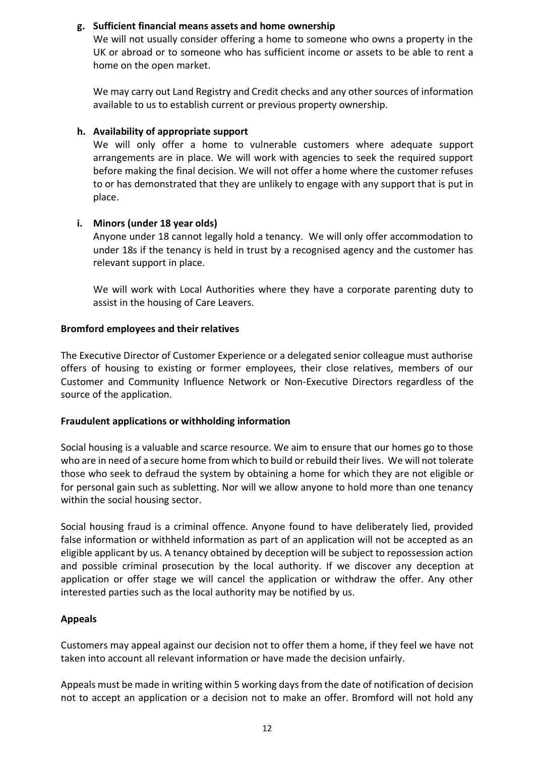**g. Sufficient financial means assets and home ownership**

We will not usually consider offering a home to someone who owns a property in the UK or abroad or to someone who has sufficient income or assets to be able to rent a home on the open market.

We may carry out Land Registry and Credit checks and any other sources of information available to us to establish current or previous property ownership.

**h. Availability of appropriate support**

We will only offer a home to vulnerable customers where adequate support arrangements are in place. We will work with agencies to seek the required support before making the final decision. We will not offer a home where the customer refuses to or has demonstrated that they are unlikely to engage with any support that is put in place.

**i. Minors (under 18 year olds)**

Anyone under 18 cannot legally hold a tenancy. We will only offer accommodation to under 18s if the tenancy is held in trust by a recognised agency and the customer has relevant support in place.

We will work with Local Authorities where they have a corporate parenting duty to assist in the housing of Care Leavers.

**Bromford employees and their relatives**

The Executive Director of Customer Experience or a delegated senior colleague must authorise offers of housing to existing or former employees, their close relatives, members of our Customer and Community Influence Network or Non-Executive Directors regardless of the source of the application.

**Fraudulent applications or withholding information**

Social housing is a valuable and scarce resource. We aim to ensure that our homes go to those who are in need of a secure home from which to build or rebuild their lives. We will not tolerate those who seek to defraud the system by obtaining a home for which they are not eligible or for personal gain such as subletting. Nor will we allow anyone to hold more than one tenancy within the social housing sector.

Social housing fraud is a criminal offence. Anyone found to have deliberately lied, provided false information or withheld information as part of an application will not be accepted as an eligible applicant by us. A tenancy obtained by deception will be subject to repossession action and possible criminal prosecution by the local authority. If we discover any deception at application or offer stage we will cancel the application or withdraw the offer. Any other interested parties such as the local authority may be notified by us.

**Appeals**

Customers may appeal against our decision not to offer them a home, if they feel we have not taken into account all relevant information or have made the decision unfairly.

Appeals must be made in writing within 5 working days from the date of notification of decision not to accept an application or a decision not to make an offer. Bromford will not hold any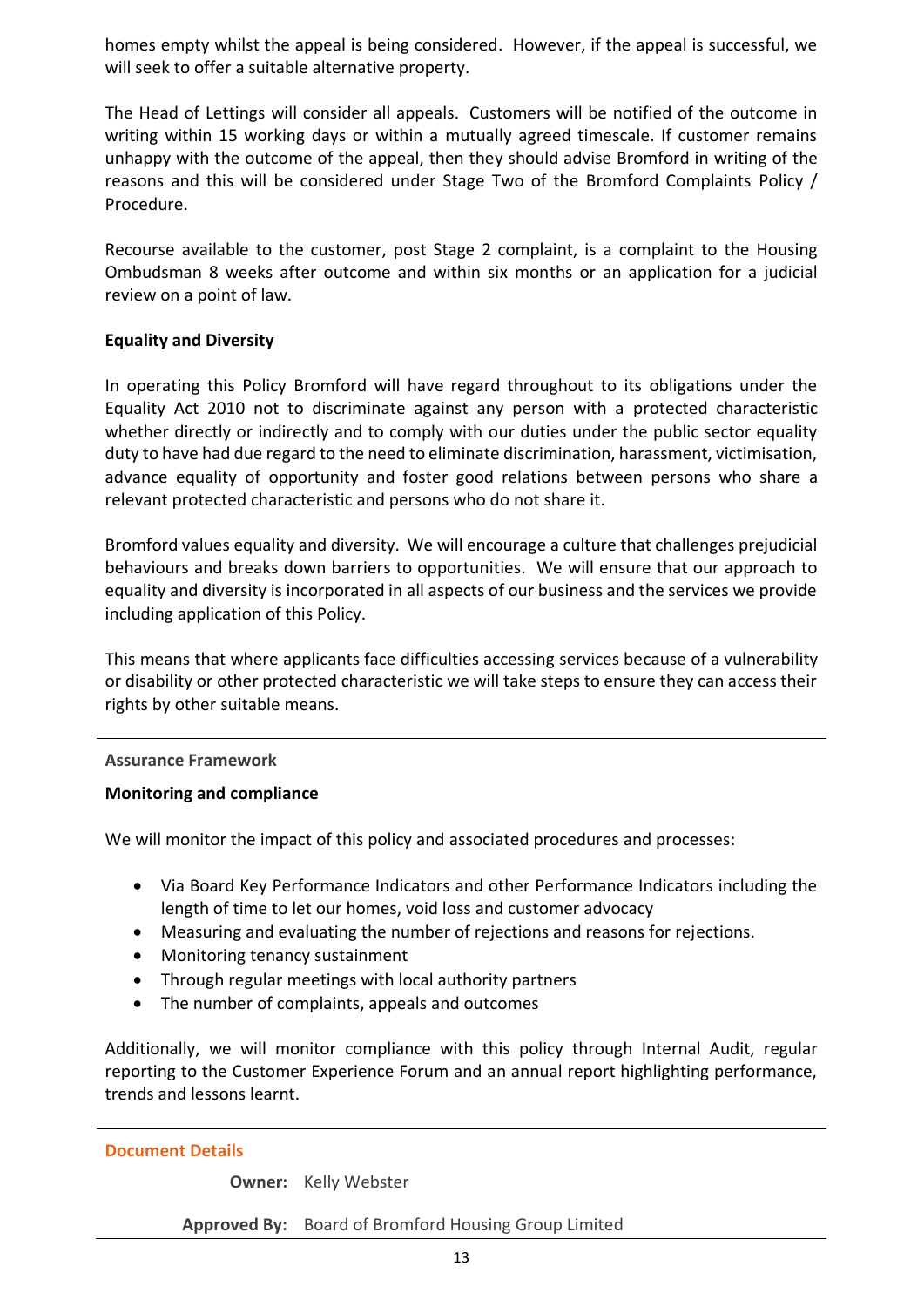homes empty whilst the appeal is being considered. However, if the appeal is successful, we will seek to offer a suitable alternative property.

The Head of Lettings will consider all appeals. Customers will be notified of the outcome in writing within 15 working days or within a mutually agreed timescale. If customer remains unhappy with the outcome of the appeal, then they should advise Bromford in writing of the reasons and this will be considered under Stage Two of the Bromford Complaints Policy / Procedure.

Recourse available to the customer, post Stage 2 complaint, is a complaint to the Housing Ombudsman 8 weeks after outcome and within six months or an application for a judicial review on a point of law.

**Equality and Diversity**

In operating this Policy Bromford will have regard throughout to its obligations under the Equality Act 2010 not to discriminate against any person with a protected characteristic whether directly or indirectly and to comply with our duties under the public sector equality duty to have had due regard to the need to eliminate discrimination, harassment, victimisation, advance equality of opportunity and foster good relations between persons who share a relevant protected characteristic and persons who do not share it.

Bromford values equality and diversity. We will encourage a culture that challenges prejudicial behaviours and breaks down barriers to opportunities. We will ensure that our approach to equality and diversity is incorporated in all aspects of our business and the services we provide including application of this Policy.

This means that where applicants face difficulties accessing services because of a vulnerability or disability or other protected characteristic we will take steps to ensure they can access their rights by other suitable means.

---

**Assurance Framework**

**Monitoring and compliance**

We will monitor the impact of this policy and associated procedures and processes:

- Via Board Key Performance Indicators and other Performance Indicators including the length of time to let our homes, void loss and customer advocacy
- Measuring and evaluating the number of rejections and reasons for rejections.
- Monitoring tenancy sustainment
- Through regular meetings with local authority partners
- The number of complaints, appeals and outcomes

Additionally, we will monitor compliance with this policy through Internal Audit, regular reporting to the Customer Experience Forum and an annual report highlighting performance, trends and lessons learnt.

---

**Document Details**

**Owner:** Kelly Webster

**Approved By:** Board of Bromford Housing Group Limited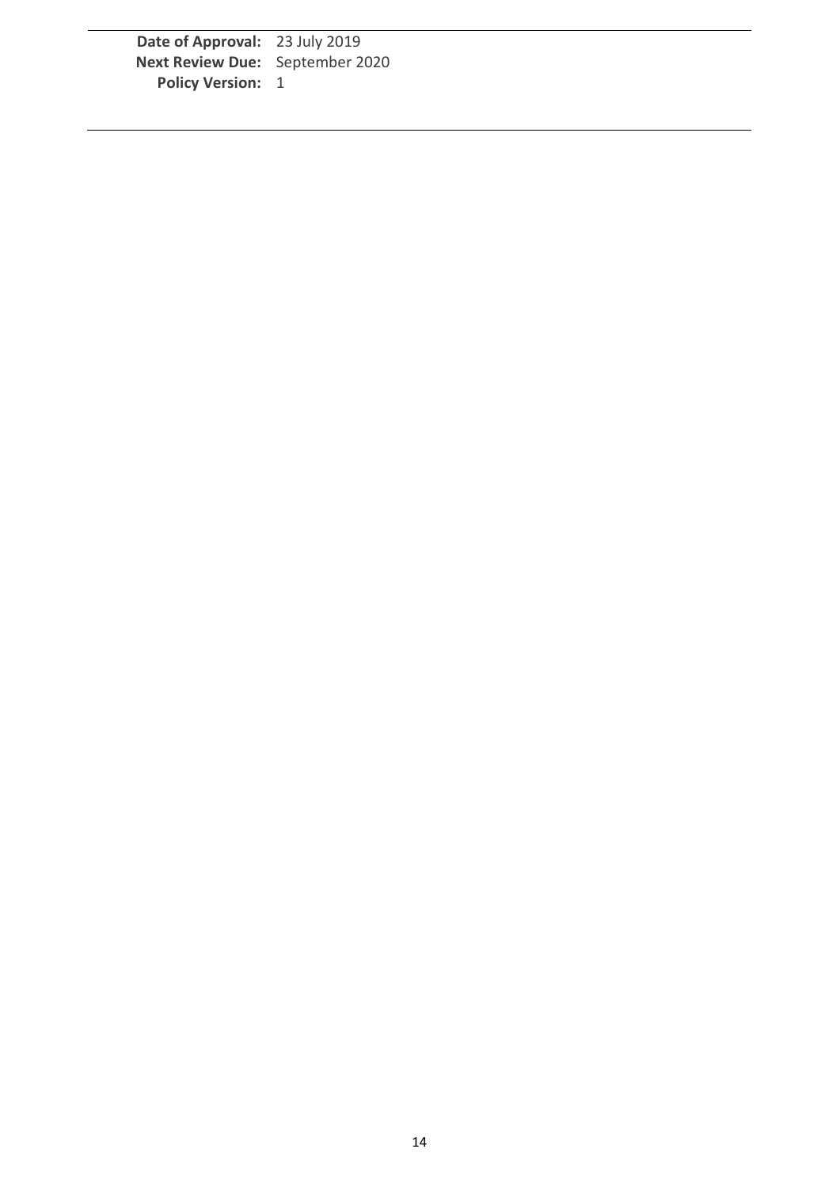| | |
|---|---|
| **Date of Approval:** | 23 July 2019 |
| **Next Review Due:** | September 2020 |
| **Policy Version:** | 1 |